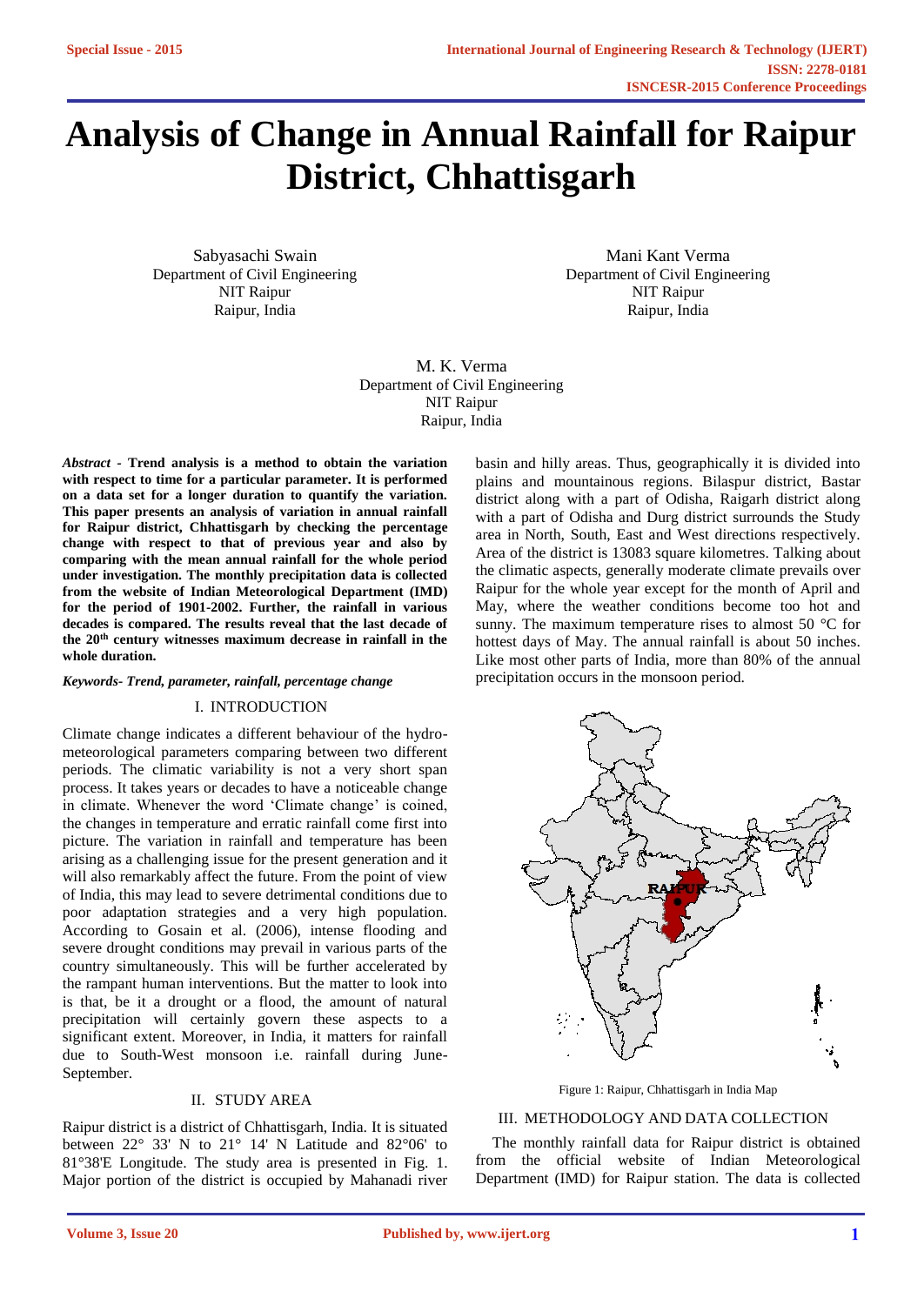# Analysis of Change in Annual Rainfall for Raipur District, Chhattisgarh

Sabyasachi Swain
Department of Civil Engineering
NIT Raipur
Raipur, India

Mani Kant Verma
Department of Civil Engineering
NIT Raipur
Raipur, India

M. K. Verma
Department of Civil Engineering
NIT Raipur
Raipur, India

***Abstract*** **- Trend analysis is a method to obtain the variation with respect to time for a particular parameter. It is performed on a data set for a longer duration to quantify the variation. This paper presents an analysis of variation in annual rainfall for Raipur district, Chhattisgarh by checking the percentage change with respect to that of previous year and also by comparing with the mean annual rainfall for the whole period under investigation. The monthly precipitation data is collected from the website of Indian Meteorological Department (IMD) for the period of 1901-2002. Further, the rainfall in various decades is compared. The results reveal that the last decade of the 20th century witnesses maximum decrease in rainfall in the whole duration.**

***Keywords- Trend, parameter, rainfall, percentage change***

## I. INTRODUCTION

Climate change indicates a different behaviour of the hydro-meteorological parameters comparing between two different periods. The climatic variability is not a very short span process. It takes years or decades to have a noticeable change in climate. Whenever the word 'Climate change' is coined, the changes in temperature and erratic rainfall come first into picture. The variation in rainfall and temperature has been arising as a challenging issue for the present generation and it will also remarkably affect the future. From the point of view of India, this may lead to severe detrimental conditions due to poor adaptation strategies and a very high population. According to Gosain et al. (2006), intense flooding and severe drought conditions may prevail in various parts of the country simultaneously. This will be further accelerated by the rampant human interventions. But the matter to look into is that, be it a drought or a flood, the amount of natural precipitation will certainly govern these aspects to a significant extent. Moreover, in India, it matters for rainfall due to South-West monsoon i.e. rainfall during June-September.

## II. STUDY AREA

Raipur district is a district of Chhattisgarh, India. It is situated between 22° 33' N to 21° 14' N Latitude and 82°06' to 81°38'E Longitude. The study area is presented in Fig. 1. Major portion of the district is occupied by Mahanadi river basin and hilly areas. Thus, geographically it is divided into plains and mountainous regions. Bilaspur district, Bastar district along with a part of Odisha, Raigarh district along with a part of Odisha and Durg district surrounds the Study area in North, South, East and West directions respectively. Area of the district is 13083 square kilometres. Talking about the climatic aspects, generally moderate climate prevails over Raipur for the whole year except for the month of April and May, where the weather conditions become too hot and sunny. The maximum temperature rises to almost 50 °C for hottest days of May. The annual rainfall is about 50 inches. Like most other parts of India, more than 80% of the annual precipitation occurs in the monsoon period.

Figure 1: Raipur, Chhattisgarh in India Map

## III. METHODOLOGY AND DATA COLLECTION

The monthly rainfall data for Raipur district is obtained from the official website of Indian Meteorological Department (IMD) for Raipur station. The data is collected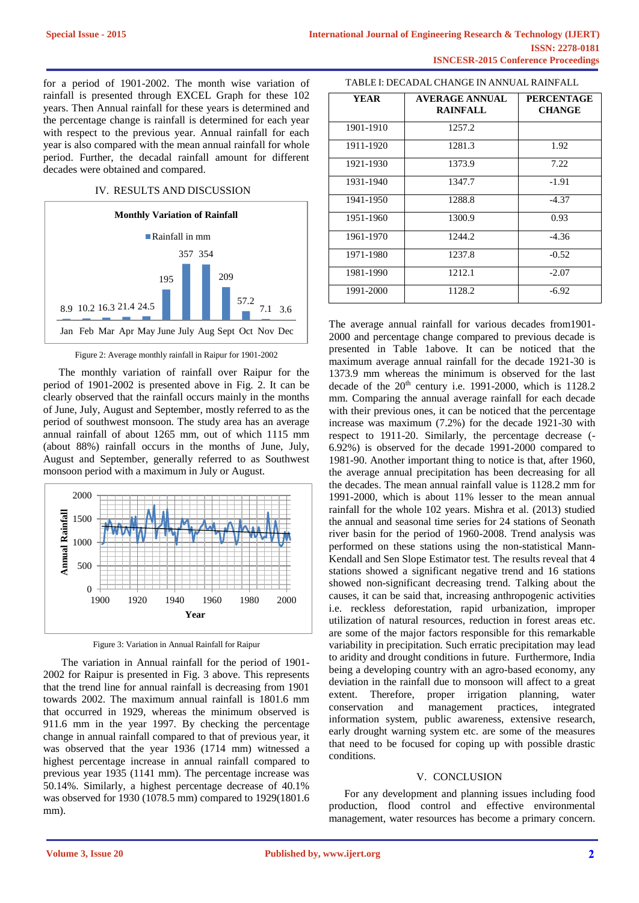for a period of 1901-2002. The month wise variation of rainfall is presented through EXCEL Graph for these 102 years. Then Annual rainfall for these years is determined and the percentage change is rainfall is determined for each year with respect to the previous year. Annual rainfall for each year is also compared with the mean annual rainfall for whole period. Further, the decadal rainfall amount for different decades were obtained and compared.

## IV. RESULTS AND DISCUSSION

Figure 2: Average monthly rainfall in Raipur for 1901-2002

The monthly variation of rainfall over Raipur for the period of 1901-2002 is presented above in Fig. 2. It can be clearly observed that the rainfall occurs mainly in the months of June, July, August and September, mostly referred to as the period of southwest monsoon. The study area has an average annual rainfall of about 1265 mm, out of which 1115 mm (about 88%) rainfall occurs in the months of June, July, August and September, generally referred to as Southwest monsoon period with a maximum in July or August.

Figure 3: Variation in Annual Rainfall for Raipur

The variation in Annual rainfall for the period of 1901-2002 for Raipur is presented in Fig. 3 above. This represents that the trend line for annual rainfall is decreasing from 1901 towards 2002. The maximum annual rainfall is 1801.6 mm that occurred in 1929, whereas the minimum observed is 911.6 mm in the year 1997. By checking the percentage change in annual rainfall compared to that of previous year, it was observed that the year 1936 (1714 mm) witnessed a highest percentage increase in annual rainfall compared to previous year 1935 (1141 mm). The percentage increase was 50.14%. Similarly, a highest percentage decrease of 40.1% was observed for 1930 (1078.5 mm) compared to 1929(1801.6 mm).

TABLE I: DECADAL CHANGE IN ANNUAL RAINFALL

| YEAR | AVERAGE ANNUAL RAINFALL | PERCENTAGE CHANGE |
|---|---|---|
| 1901-1910 | 1257.2 | |
| 1911-1920 | 1281.3 | 1.92 |
| 1921-1930 | 1373.9 | 7.22 |
| 1931-1940 | 1347.7 | -1.91 |
| 1941-1950 | 1288.8 | -4.37 |
| 1951-1960 | 1300.9 | 0.93 |
| 1961-1970 | 1244.2 | -4.36 |
| 1971-1980 | 1237.8 | -0.52 |
| 1981-1990 | 1212.1 | -2.07 |
| 1991-2000 | 1128.2 | -6.92 |

The average annual rainfall for various decades from1901-2000 and percentage change compared to previous decade is presented in Table 1above. It can be noticed that the maximum average annual rainfall for the decade 1921-30 is 1373.9 mm whereas the minimum is observed for the last decade of the 20th century i.e. 1991-2000, which is 1128.2 mm. Comparing the annual average rainfall for each decade with their previous ones, it can be noticed that the percentage increase was maximum (7.2%) for the decade 1921-30 with respect to 1911-20. Similarly, the percentage decrease (-6.92%) is observed for the decade 1991-2000 compared to 1981-90. Another important thing to notice is that, after 1960, the average annual precipitation has been decreasing for all the decades. The mean annual rainfall value is 1128.2 mm for 1991-2000, which is about 11% lesser to the mean annual rainfall for the whole 102 years. Mishra et al. (2013) studied the annual and seasonal time series for 24 stations of Seonath river basin for the period of 1960-2008. Trend analysis was performed on these stations using the non-statistical Mann-Kendall and Sen Slope Estimator test. The results reveal that 4 stations showed a significant negative trend and 16 stations showed non-significant decreasing trend. Talking about the causes, it can be said that, increasing anthropogenic activities i.e. reckless deforestation, rapid urbanization, improper utilization of natural resources, reduction in forest areas etc. are some of the major factors responsible for this remarkable variability in precipitation. Such erratic precipitation may lead to aridity and drought conditions in future. Furthermore, India being a developing country with an agro-based economy, any deviation in the rainfall due to monsoon will affect to a great extent. Therefore, proper irrigation planning, water conservation and management practices, integrated information system, public awareness, extensive research, early drought warning system etc. are some of the measures that need to be focused for coping up with possible drastic conditions.

## V. CONCLUSION

For any development and planning issues including food production, flood control and effective environmental management, water resources has become a primary concern.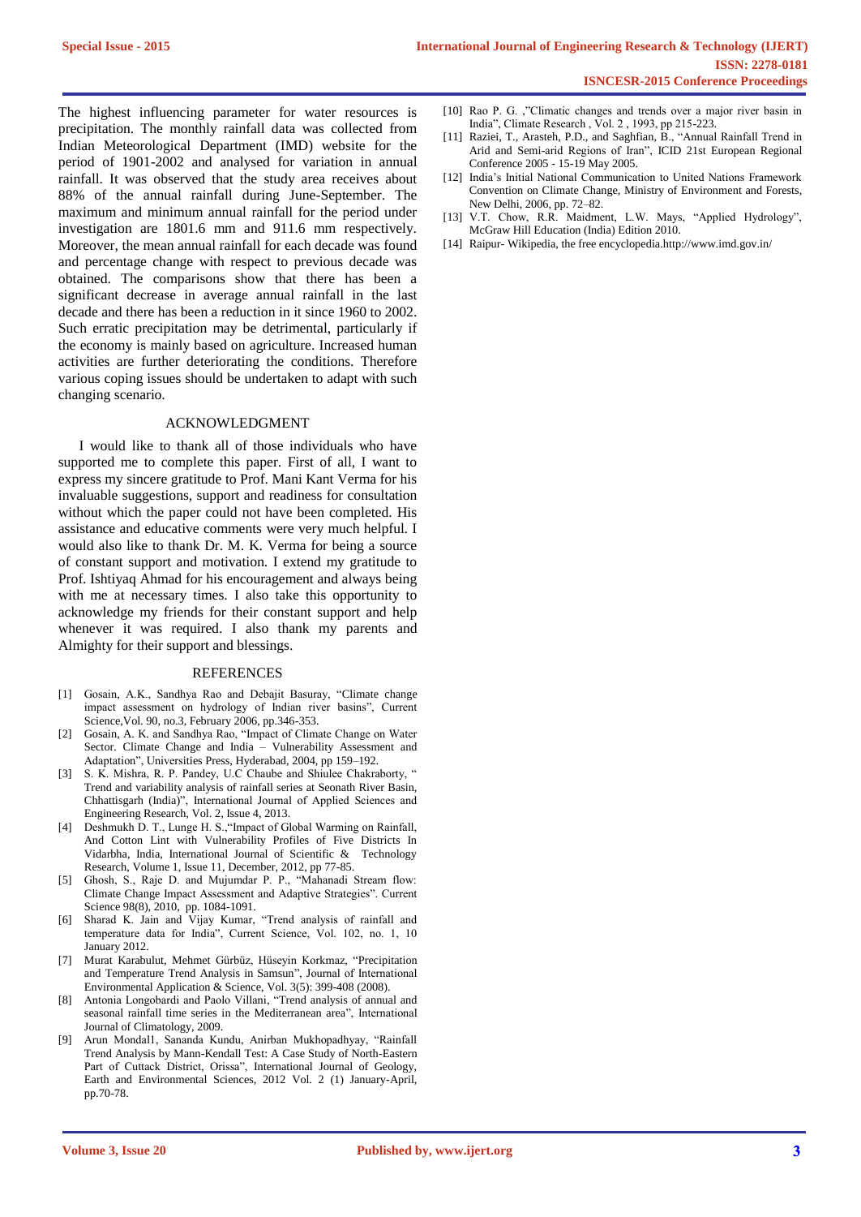The highest influencing parameter for water resources is precipitation. The monthly rainfall data was collected from Indian Meteorological Department (IMD) website for the period of 1901-2002 and analysed for variation in annual rainfall. It was observed that the study area receives about 88% of the annual rainfall during June-September. The maximum and minimum annual rainfall for the period under investigation are 1801.6 mm and 911.6 mm respectively. Moreover, the mean annual rainfall for each decade was found and percentage change with respect to previous decade was obtained. The comparisons show that there has been a significant decrease in average annual rainfall in the last decade and there has been a reduction in it since 1960 to 2002. Such erratic precipitation may be detrimental, particularly if the economy is mainly based on agriculture. Increased human activities are further deteriorating the conditions. Therefore various coping issues should be undertaken to adapt with such changing scenario.

## ACKNOWLEDGMENT

I would like to thank all of those individuals who have supported me to complete this paper. First of all, I want to express my sincere gratitude to Prof. Mani Kant Verma for his invaluable suggestions, support and readiness for consultation without which the paper could not have been completed. His assistance and educative comments were very much helpful. I would also like to thank Dr. M. K. Verma for being a source of constant support and motivation. I extend my gratitude to Prof. Ishtiyaq Ahmad for his encouragement and always being with me at necessary times. I also take this opportunity to acknowledge my friends for their constant support and help whenever it was required. I also thank my parents and Almighty for their support and blessings.

## REFERENCES

- [1] Gosain, A.K., Sandhya Rao and Debajit Basuray, "Climate change impact assessment on hydrology of Indian river basins", Current Science,Vol. 90, no.3, February 2006, pp.346-353.
- [2] Gosain, A. K. and Sandhya Rao, "Impact of Climate Change on Water Sector. Climate Change and India – Vulnerability Assessment and Adaptation", Universities Press, Hyderabad, 2004, pp 159–192.
- [3] S. K. Mishra, R. P. Pandey, U.C Chaube and Shiulee Chakraborty, " Trend and variability analysis of rainfall series at Seonath River Basin, Chhattisgarh (India)", International Journal of Applied Sciences and Engineering Research, Vol. 2, Issue 4, 2013.
- [4] Deshmukh D. T., Lunge H. S.,"Impact of Global Warming on Rainfall, And Cotton Lint with Vulnerability Profiles of Five Districts In Vidarbha, India, International Journal of Scientific & Technology Research, Volume 1, Issue 11, December, 2012, pp 77-85.
- [5] Ghosh, S., Raje D. and Mujumdar P. P., "Mahanadi Stream flow: Climate Change Impact Assessment and Adaptive Strategies". Current Science 98(8), 2010, pp. 1084-1091.
- [6] Sharad K. Jain and Vijay Kumar, "Trend analysis of rainfall and temperature data for India", Current Science, Vol. 102, no. 1, 10 January 2012.
- [7] Murat Karabulut, Mehmet Gürbüz, Hüseyin Korkmaz, "Precipitation and Temperature Trend Analysis in Samsun", Journal of International Environmental Application & Science, Vol. 3(5): 399-408 (2008).
- [8] Antonia Longobardi and Paolo Villani, "Trend analysis of annual and seasonal rainfall time series in the Mediterranean area", International Journal of Climatology, 2009.
- [9] Arun Mondal1, Sananda Kundu, Anirban Mukhopadhyay, "Rainfall Trend Analysis by Mann-Kendall Test: A Case Study of North-Eastern Part of Cuttack District, Orissa", International Journal of Geology, Earth and Environmental Sciences, 2012 Vol. 2 (1) January-April, pp.70-78.
- [10] Rao P. G. ,"Climatic changes and trends over a major river basin in India", Climate Research , Vol. 2 , 1993, pp 215-223.
- [11] Raziei, T., Arasteh, P.D., and Saghfian, B., "Annual Rainfall Trend in Arid and Semi-arid Regions of Iran", ICID 21st European Regional Conference 2005 - 15-19 May 2005.
- [12] India's Initial National Communication to United Nations Framework Convention on Climate Change, Ministry of Environment and Forests, New Delhi, 2006, pp. 72–82.
- [13] V.T. Chow, R.R. Maidment, L.W. Mays, "Applied Hydrology", McGraw Hill Education (India) Edition 2010.
- [14] Raipur- Wikipedia, the free encyclopedia.http://www.imd.gov.in/